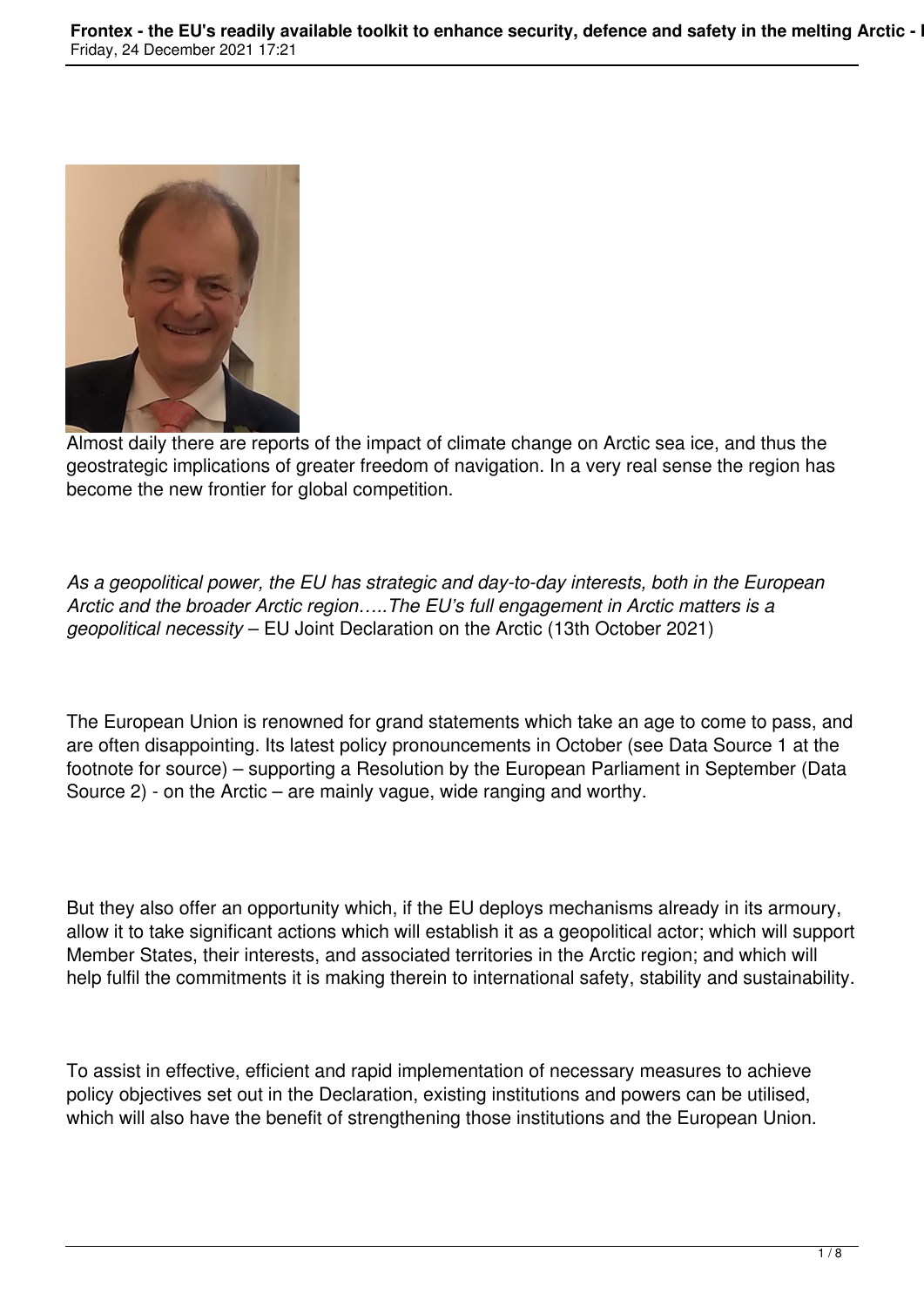Almost daily there are reports of the impact of climate change on Arctic sea ice, and thus the geostrategic implications of greater freedom of navigation. In a very real sense the region has become the new frontier for global competition.

*As a geopolitical power, the EU has strategic and day-to-day interests, both in the European Arctic and the broader Arctic region…..The EU's full engagement in Arctic matters is a geopolitical necessity* – EU Joint Declaration on the Arctic (13th October 2021)

The European Union is renowned for grand statements which take an age to come to pass, and are often disappointing. Its latest policy pronouncements in October (see Data Source 1 at the footnote for source) – supporting a Resolution by the European Parliament in September (Data Source 2) - on the Arctic – are mainly vague, wide ranging and worthy.

But they also offer an opportunity which, if the EU deploys mechanisms already in its armoury, allow it to take significant actions which will establish it as a geopolitical actor; which will support Member States, their interests, and associated territories in the Arctic region; and which will help fulfil the commitments it is making therein to international safety, stability and sustainability.

To assist in effective, efficient and rapid implementation of necessary measures to achieve policy objectives set out in the Declaration, existing institutions and powers can be utilised, which will also have the benefit of strengthening those institutions and the European Union.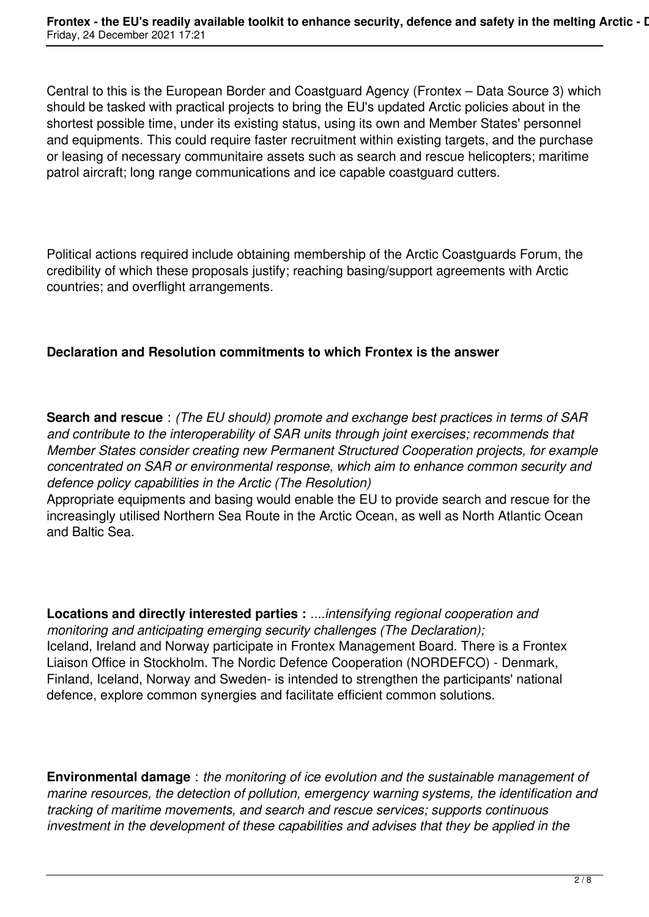Central to this is the European Border and Coastguard Agency (Frontex – Data Source 3) which should be tasked with practical projects to bring the EU's updated Arctic policies about in the shortest possible time, under its existing status, using its own and Member States' personnel and equipments. This could require faster recruitment within existing targets, and the purchase or leasing of necessary communitaire assets such as search and rescue helicopters; maritime patrol aircraft; long range communications and ice capable coastguard cutters.

Political actions required include obtaining membership of the Arctic Coastguards Forum, the credibility of which these proposals justify; reaching basing/support agreements with Arctic countries; and overflight arrangements.

**Declaration and Resolution commitments to which Frontex is the answer**

**Search and rescue** : *(The EU should) promote and exchange best practices in terms of SAR and contribute to the interoperability of SAR units through joint exercises; recommends that Member States consider creating new Permanent Structured Cooperation projects, for example concentrated on SAR or environmental response, which aim to enhance common security and defence policy capabilities in the Arctic (The Resolution)*
Appropriate equipments and basing would enable the EU to provide search and rescue for the increasingly utilised Northern Sea Route in the Arctic Ocean, as well as North Atlantic Ocean and Baltic Sea.

**Locations and directly interested parties :** *....intensifying regional cooperation and monitoring and anticipating emerging security challenges (The Declaration);*
Iceland, Ireland and Norway participate in Frontex Management Board. There is a Frontex Liaison Office in Stockholm. The Nordic Defence Cooperation (NORDEFCO) - Denmark, Finland, Iceland, Norway and Sweden- is intended to strengthen the participants' national defence, explore common synergies and facilitate efficient common solutions.

**Environmental damage** : *the monitoring of ice evolution and the sustainable management of marine resources, the detection of pollution, emergency warning systems, the identification and tracking of maritime movements, and search and rescue services; supports continuous investment in the development of these capabilities and advises that they be applied in the*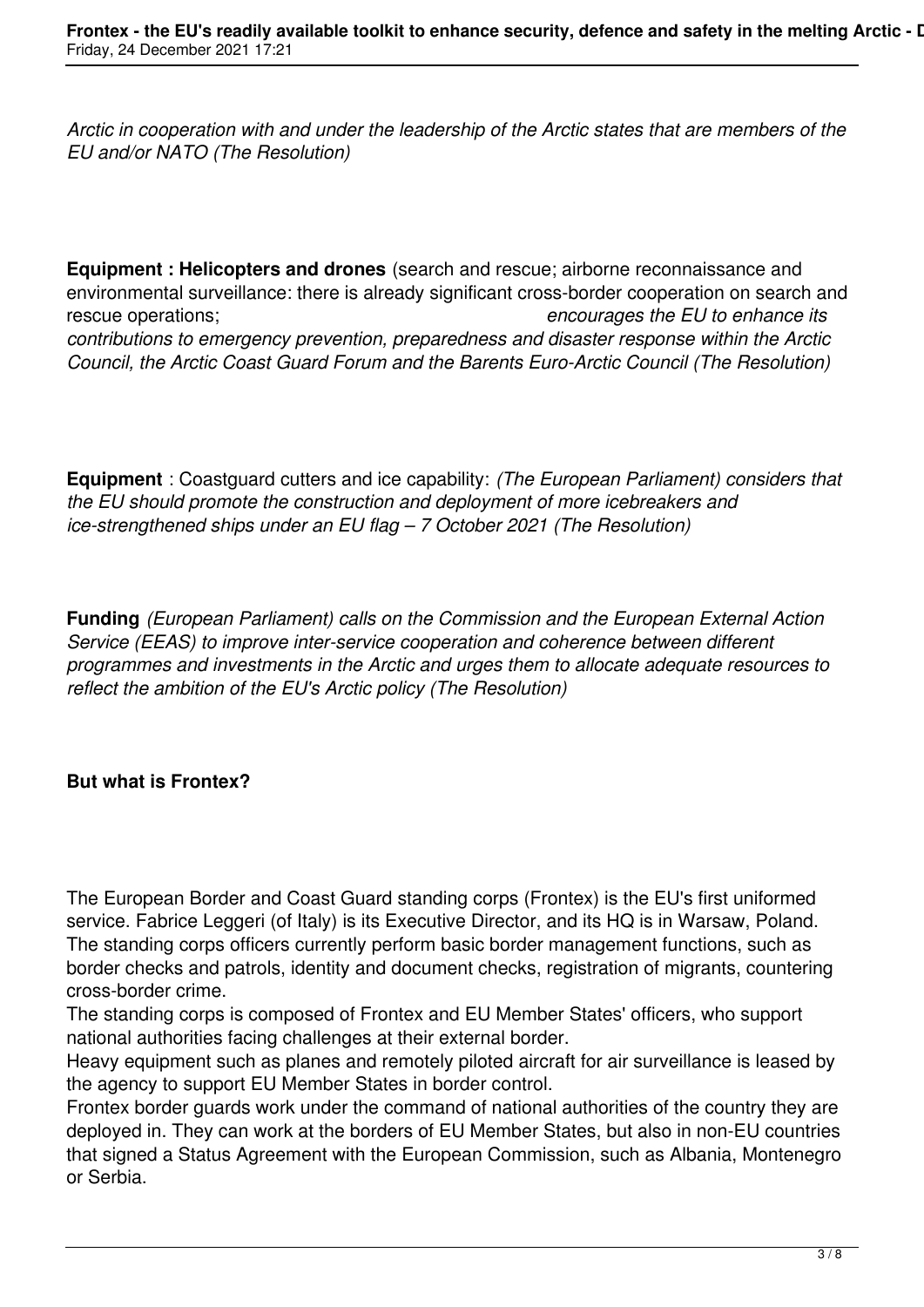*Arctic in cooperation with and under the leadership of the Arctic states that are members of the EU and/or NATO (The Resolution)*

**Equipment : Helicopters and drones** (search and rescue; airborne reconnaissance and environmental surveillance: there is already significant cross-border cooperation on search and rescue operations; *encourages the EU to enhance its contributions to emergency prevention, preparedness and disaster response within the Arctic Council, the Arctic Coast Guard Forum and the Barents Euro-Arctic Council (The Resolution)*

**Equipment** : Coastguard cutters and ice capability: *(The European Parliament) considers that the EU should promote the construction and deployment of more icebreakers and ice-strengthened ships under an EU flag – 7 October 2021 (The Resolution)*

**Funding** *(European Parliament) calls on the Commission and the European External Action Service (EEAS) to improve inter-service cooperation and coherence between different programmes and investments in the Arctic and urges them to allocate adequate resources to reflect the ambition of the EU's Arctic policy (The Resolution)*

**But what is Frontex?**

The European Border and Coast Guard standing corps (Frontex) is the EU's first uniformed service. Fabrice Leggeri (of Italy) is its Executive Director, and its HQ is in Warsaw, Poland. The standing corps officers currently perform basic border management functions, such as border checks and patrols, identity and document checks, registration of migrants, countering cross-border crime.

The standing corps is composed of Frontex and EU Member States' officers, who support national authorities facing challenges at their external border.

Heavy equipment such as planes and remotely piloted aircraft for air surveillance is leased by the agency to support EU Member States in border control.

Frontex border guards work under the command of national authorities of the country they are deployed in. They can work at the borders of EU Member States, but also in non-EU countries that signed a Status Agreement with the European Commission, such as Albania, Montenegro or Serbia.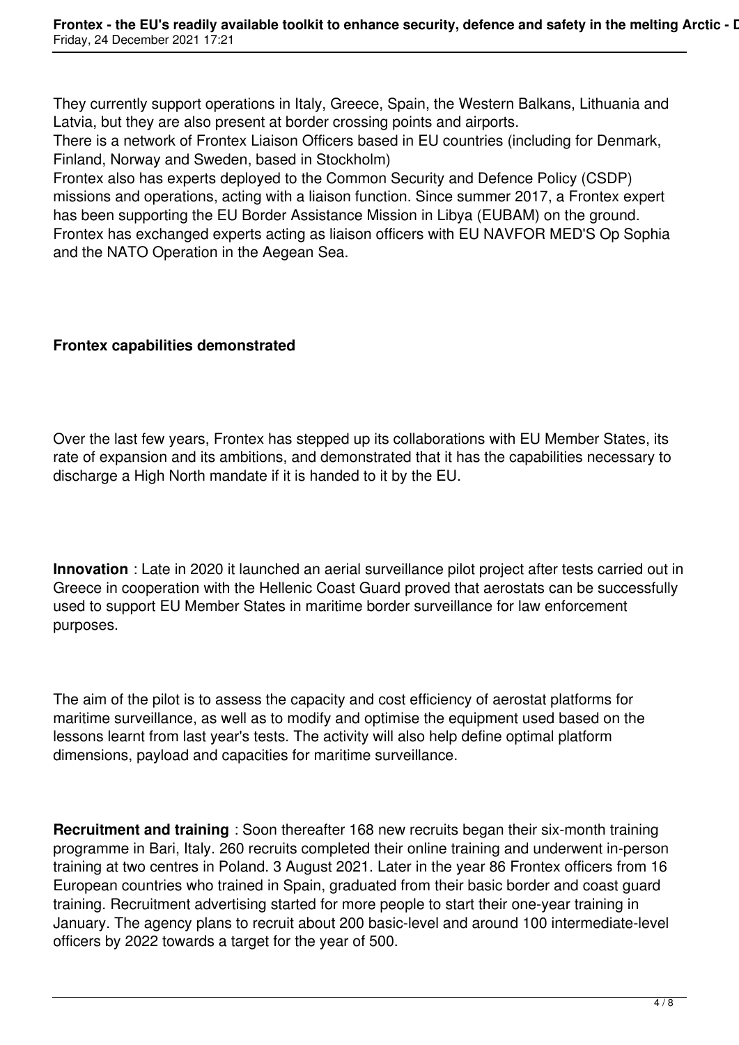They currently support operations in Italy, Greece, Spain, the Western Balkans, Lithuania and Latvia, but they are also present at border crossing points and airports.
There is a network of Frontex Liaison Officers based in EU countries (including for Denmark, Finland, Norway and Sweden, based in Stockholm)
Frontex also has experts deployed to the Common Security and Defence Policy (CSDP) missions and operations, acting with a liaison function. Since summer 2017, a Frontex expert has been supporting the EU Border Assistance Mission in Libya (EUBAM) on the ground. Frontex has exchanged experts acting as liaison officers with EU NAVFOR MED'S Op Sophia and the NATO Operation in the Aegean Sea.

**Frontex capabilities demonstrated**

Over the last few years, Frontex has stepped up its collaborations with EU Member States, its rate of expansion and its ambitions, and demonstrated that it has the capabilities necessary to discharge a High North mandate if it is handed to it by the EU.

**Innovation** : Late in 2020 it launched an aerial surveillance pilot project after tests carried out in Greece in cooperation with the Hellenic Coast Guard proved that aerostats can be successfully used to support EU Member States in maritime border surveillance for law enforcement purposes.

The aim of the pilot is to assess the capacity and cost efficiency of aerostat platforms for maritime surveillance, as well as to modify and optimise the equipment used based on the lessons learnt from last year's tests. The activity will also help define optimal platform dimensions, payload and capacities for maritime surveillance.

**Recruitment and training** : Soon thereafter 168 new recruits began their six-month training programme in Bari, Italy. 260 recruits completed their online training and underwent in-person training at two centres in Poland. 3 August 2021. Later in the year 86 Frontex officers from 16 European countries who trained in Spain, graduated from their basic border and coast guard training. Recruitment advertising started for more people to start their one-year training in January. The agency plans to recruit about 200 basic-level and around 100 intermediate-level officers by 2022 towards a target for the year of 500.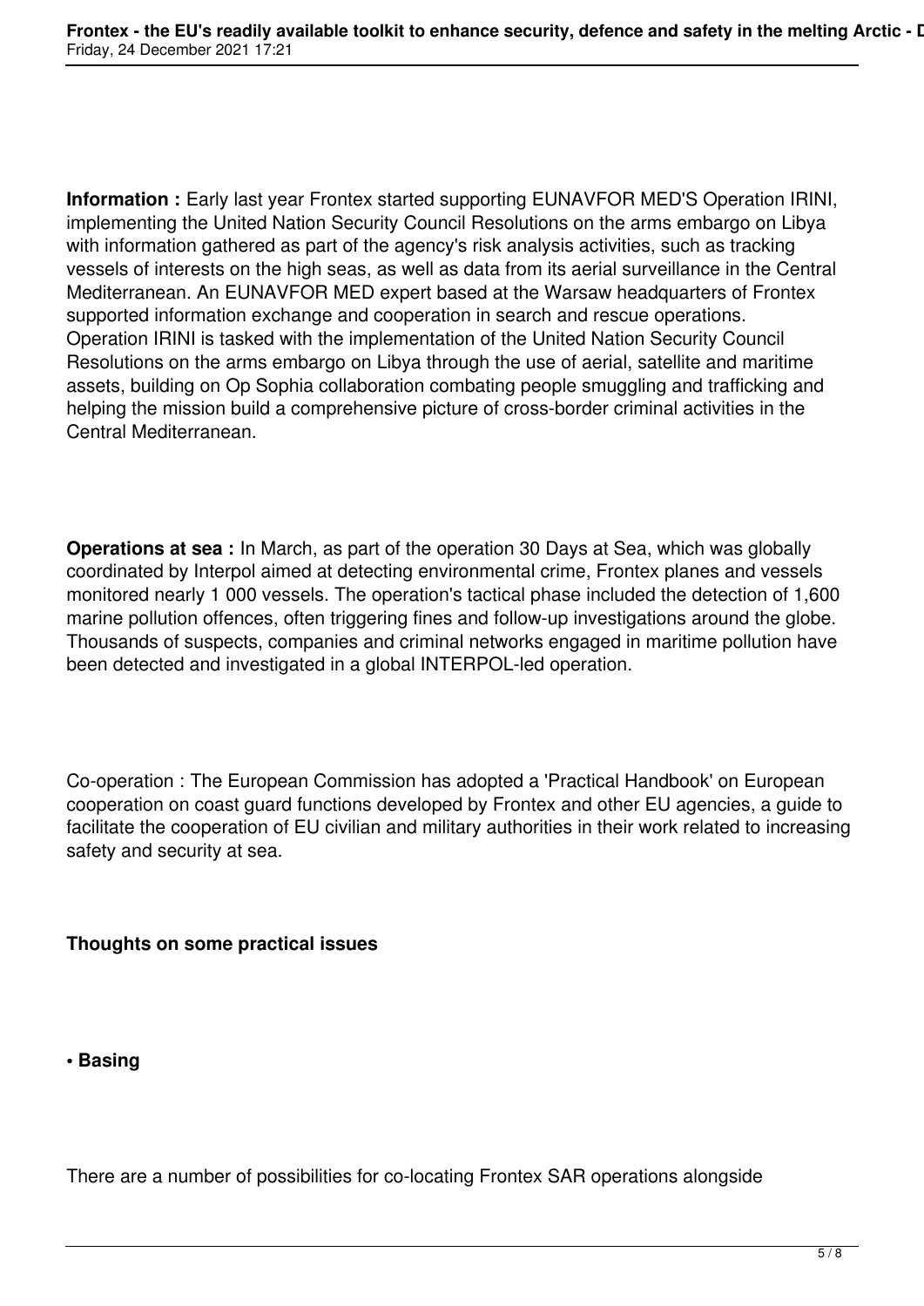**Information :** Early last year Frontex started supporting EUNAVFOR MED'S Operation IRINI, implementing the United Nation Security Council Resolutions on the arms embargo on Libya with information gathered as part of the agency's risk analysis activities, such as tracking vessels of interests on the high seas, as well as data from its aerial surveillance in the Central Mediterranean. An EUNAVFOR MED expert based at the Warsaw headquarters of Frontex supported information exchange and cooperation in search and rescue operations. Operation IRINI is tasked with the implementation of the United Nation Security Council Resolutions on the arms embargo on Libya through the use of aerial, satellite and maritime assets, building on Op Sophia collaboration combating people smuggling and trafficking and helping the mission build a comprehensive picture of cross-border criminal activities in the Central Mediterranean.

**Operations at sea :** In March, as part of the operation 30 Days at Sea, which was globally coordinated by Interpol aimed at detecting environmental crime, Frontex planes and vessels monitored nearly 1 000 vessels. The operation's tactical phase included the detection of 1,600 marine pollution offences, often triggering fines and follow-up investigations around the globe. Thousands of suspects, companies and criminal networks engaged in maritime pollution have been detected and investigated in a global INTERPOL-led operation.

Co-operation : The European Commission has adopted a 'Practical Handbook' on European cooperation on coast guard functions developed by Frontex and other EU agencies, a guide to facilitate the cooperation of EU civilian and military authorities in their work related to increasing safety and security at sea.

**Thoughts on some practical issues**

**• Basing**

There are a number of possibilities for co-locating Frontex SAR operations alongside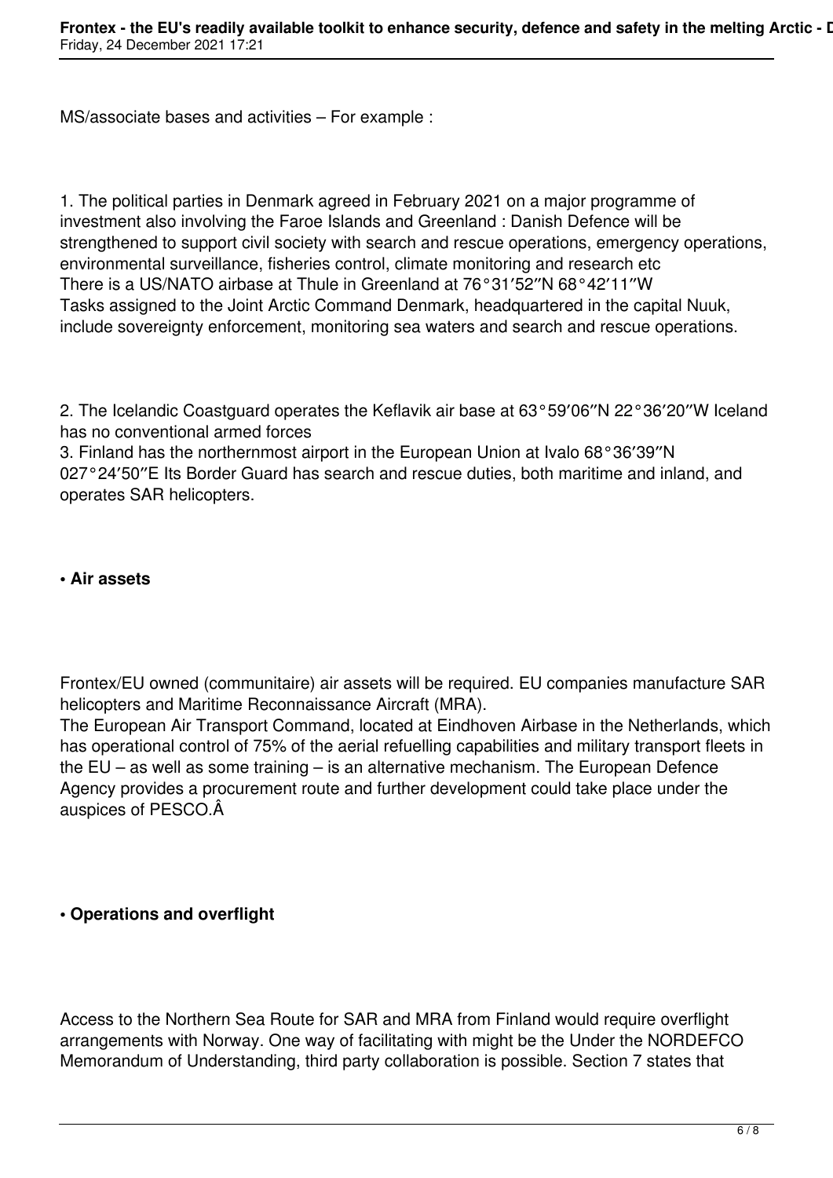MS/associate bases and activities – For example :

1. The political parties in Denmark agreed in February 2021 on a major programme of investment also involving the Faroe Islands and Greenland : Danish Defence will be strengthened to support civil society with search and rescue operations, emergency operations, environmental surveillance, fisheries control, climate monitoring and research etc
There is a US/NATO airbase at Thule in Greenland at 76°31′52″N 68°42′11″W
Tasks assigned to the Joint Arctic Command Denmark, headquartered in the capital Nuuk, include sovereignty enforcement, monitoring sea waters and search and rescue operations.

2. The Icelandic Coastguard operates the Keflavik air base at 63°59′06″N 22°36′20″W Iceland has no conventional armed forces
3. Finland has the northernmost airport in the European Union at Ivalo 68°36′39″N 027°24′50″E Its Border Guard has search and rescue duties, both maritime and inland, and operates SAR helicopters.

- **Air assets**

Frontex/EU owned (communitaire) air assets will be required. EU companies manufacture SAR helicopters and Maritime Reconnaissance Aircraft (MRA).
The European Air Transport Command, located at Eindhoven Airbase in the Netherlands, which has operational control of 75% of the aerial refuelling capabilities and military transport fleets in the EU – as well as some training – is an alternative mechanism. The European Defence Agency provides a procurement route and further development could take place under the auspices of PESCO.Â

- **Operations and overflight**

Access to the Northern Sea Route for SAR and MRA from Finland would require overflight arrangements with Norway. One way of facilitating with might be the Under the NORDEFCO Memorandum of Understanding, third party collaboration is possible. Section 7 states that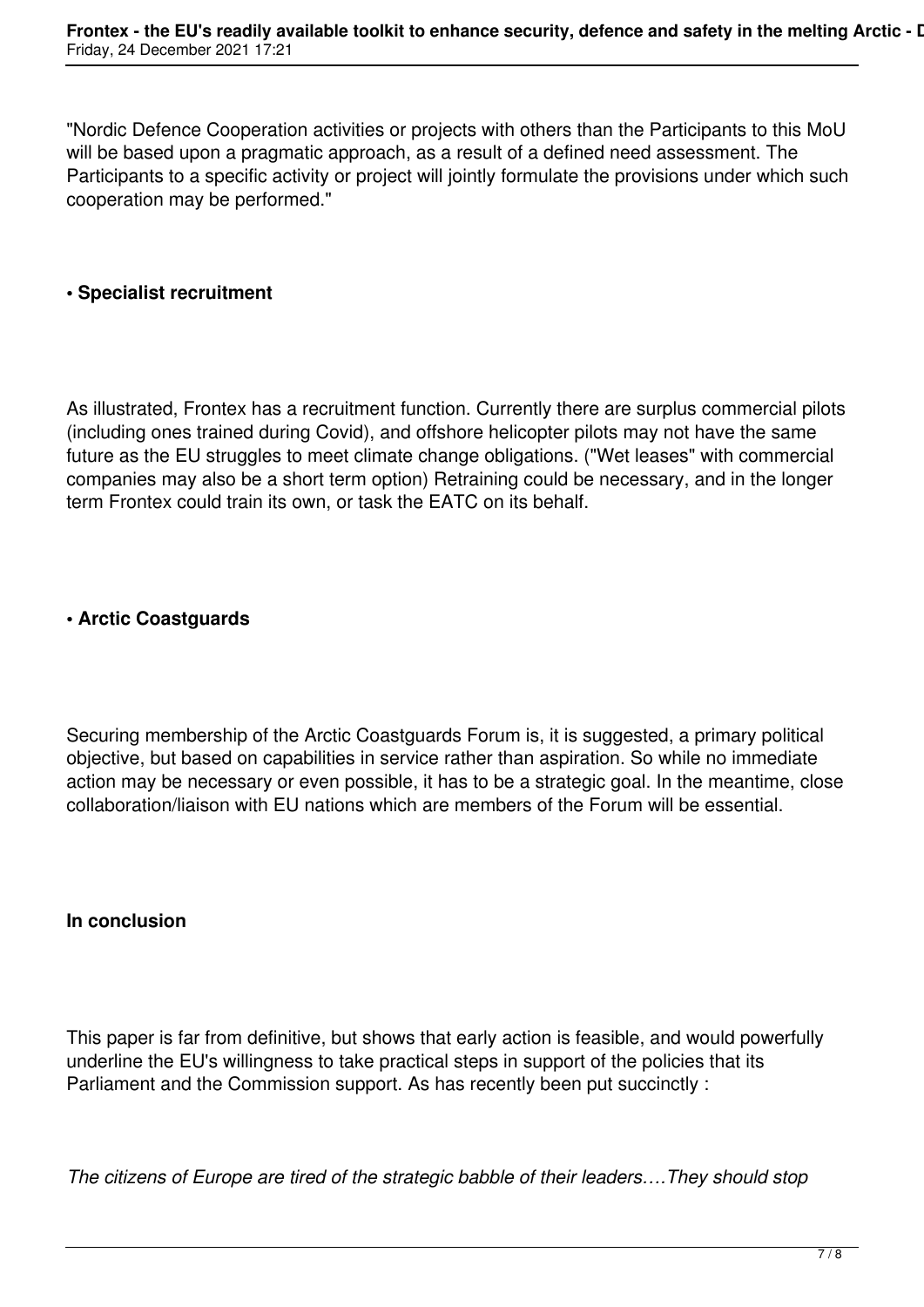"Nordic Defence Cooperation activities or projects with others than the Participants to this MoU will be based upon a pragmatic approach, as a result of a defined need assessment. The Participants to a specific activity or project will jointly formulate the provisions under which such cooperation may be performed."

**• Specialist recruitment**

As illustrated, Frontex has a recruitment function. Currently there are surplus commercial pilots (including ones trained during Covid), and offshore helicopter pilots may not have the same future as the EU struggles to meet climate change obligations. ("Wet leases" with commercial companies may also be a short term option) Retraining could be necessary, and in the longer term Frontex could train its own, or task the EATC on its behalf.

**• Arctic Coastguards**

Securing membership of the Arctic Coastguards Forum is, it is suggested, a primary political objective, but based on capabilities in service rather than aspiration. So while no immediate action may be necessary or even possible, it has to be a strategic goal. In the meantime, close collaboration/liaison with EU nations which are members of the Forum will be essential.

**In conclusion**

This paper is far from definitive, but shows that early action is feasible, and would powerfully underline the EU's willingness to take practical steps in support of the policies that its Parliament and the Commission support. As has recently been put succinctly :

*The citizens of Europe are tired of the strategic babble of their leaders….They should stop*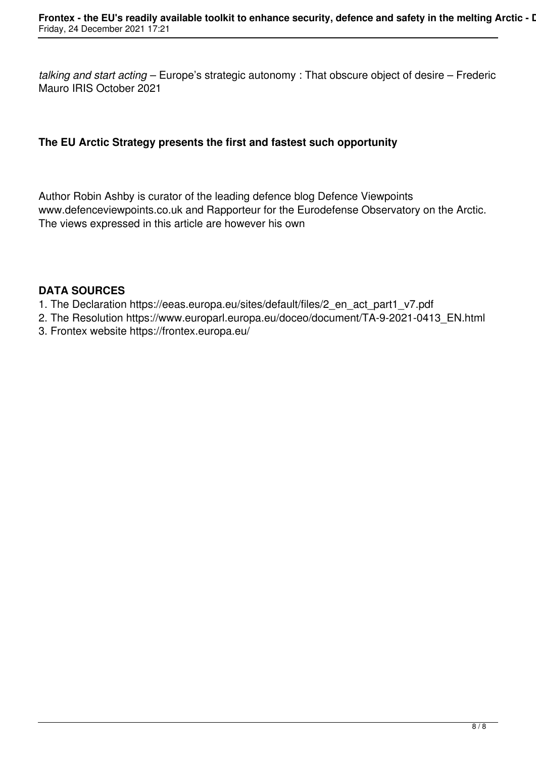*talking and start acting* – Europe's strategic autonomy : That obscure object of desire – Frederic Mauro IRIS October 2021

**The EU Arctic Strategy presents the first and fastest such opportunity**

Author Robin Ashby is curator of the leading defence blog Defence Viewpoints www.defenceviewpoints.co.uk and Rapporteur for the Eurodefense Observatory on the Arctic. The views expressed in this article are however his own

**DATA SOURCES**

1. The Declaration https://eeas.europa.eu/sites/default/files/2_en_act_part1_v7.pdf
2. The Resolution https://www.europarl.europa.eu/doceo/document/TA-9-2021-0413_EN.html
3. Frontex website https://frontex.europa.eu/